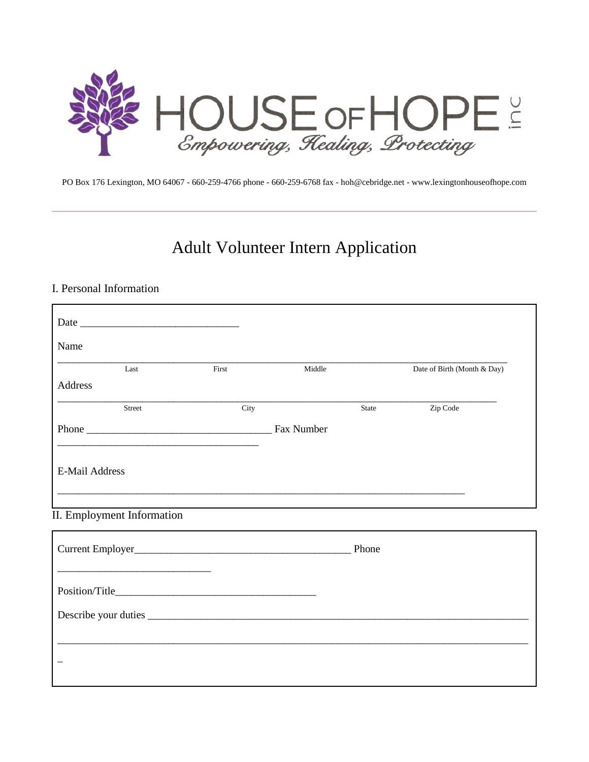# HOUSE OF HOPE inc

*Empowering, Healing, Protecting*

PO Box 176 Lexington, MO 64067 - 660-259-4766 phone - 660-259-6768 fax - hoh@cebridge.net - www.lexingtonhouseofhope.com

## Adult Volunteer Intern Application

### I. Personal Information

Date ______________________________

Name

_____________________________________________________________________________________

Last First Middle Date of Birth (Month & Day)

Address

_____________________________________________________________________________________

Street City State Zip Code

Phone ___________________________________ Fax Number

______________________________________

E-Mail Address

_____________________________________________________________________________

### II. Employment Information

Current Employer_________________________________________ Phone

_____________________________

Position/Title______________________________________

Describe your duties _______________________________________________________________________

_________________________________________________________________________________________

_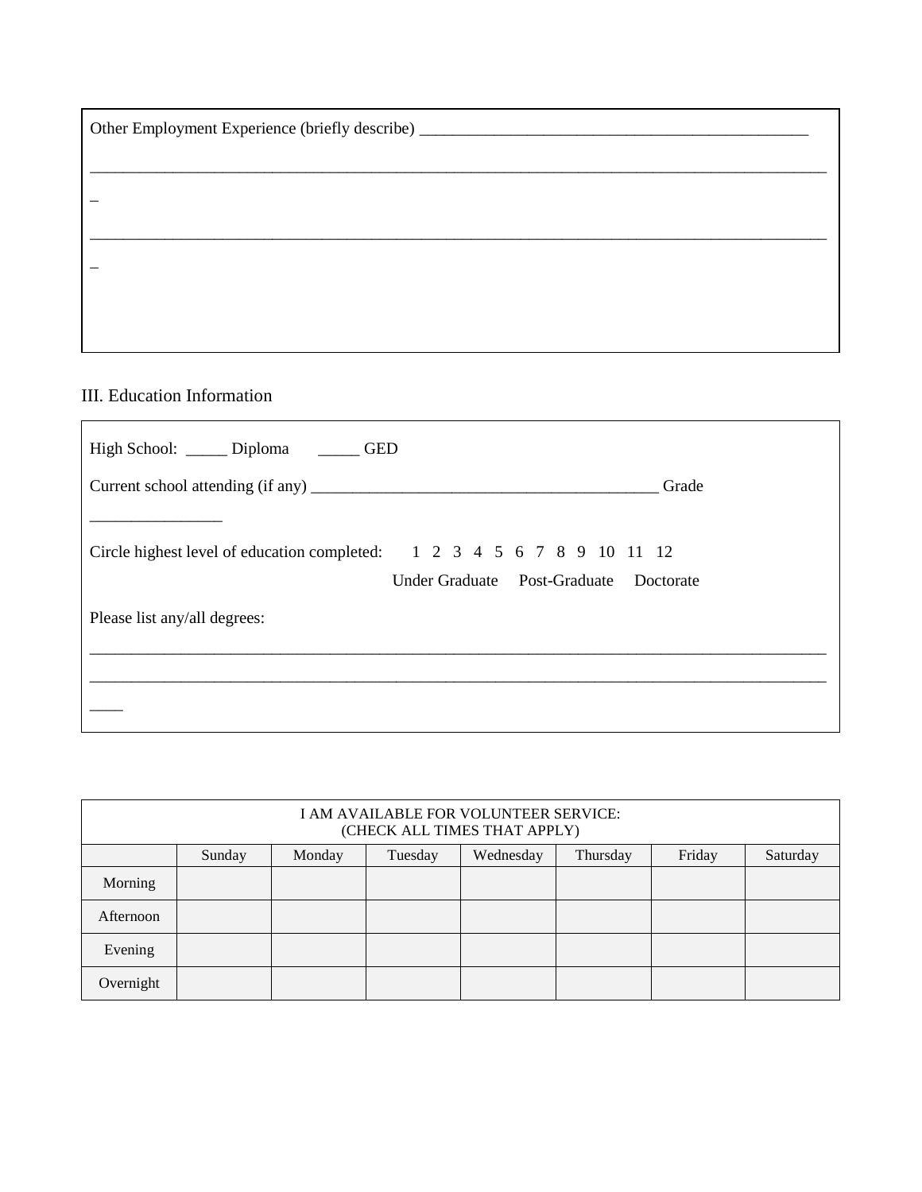Other Employment Experience (briefly describe) _______________________________________________

_________________________________________________________________________________________
_

_________________________________________________________________________________________
_

## III. Education Information

High School: _____ Diploma _____ GED

Current school attending (if any) __________________________________________ Grade ________________

Circle highest level of education completed: 1 2 3 4 5 6 7 8 9 10 11 12

Under Graduate Post-Graduate Doctorate

Please list any/all degrees:

_________________________________________________________________________________________

_________________________________________________________________________________________
____

| I AM AVAILABLE FOR VOLUNTEER SERVICE: (CHECK ALL TIMES THAT APPLY) | | | | | | | |
|---|---|---|---|---|---|---|---|
| | Sunday | Monday | Tuesday | Wednesday | Thursday | Friday | Saturday |
| Morning | | | | | | | |
| Afternoon | | | | | | | |
| Evening | | | | | | | |
| Overnight | | | | | | | |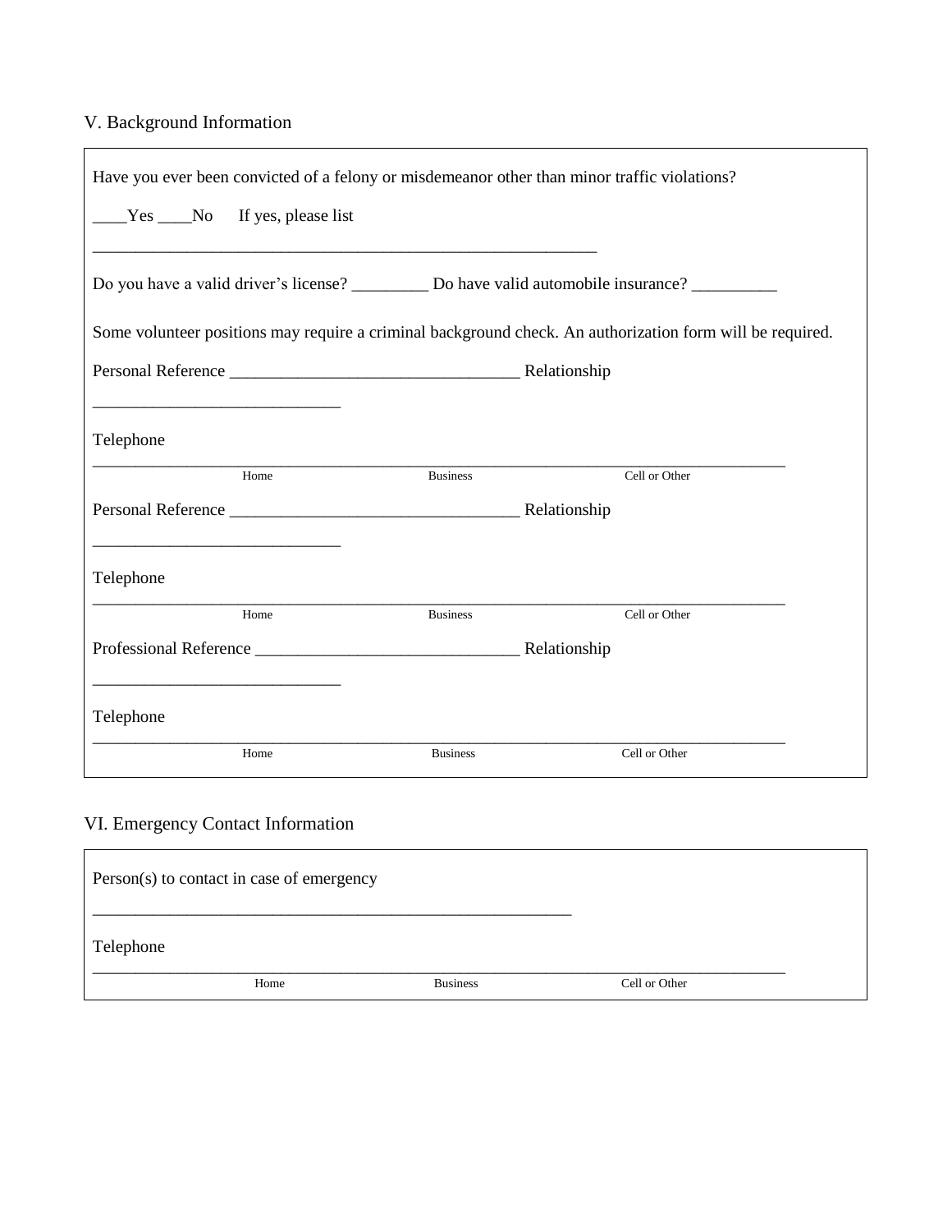## V. Background Information

Have you ever been convicted of a felony or misdemeanor other than minor traffic violations?

____Yes ____No If yes, please list

_____________________________________________________________

Do you have a valid driver's license? _________ Do have valid automobile insurance? __________

Some volunteer positions may require a criminal background check. An authorization form will be required.

Personal Reference _________________________________ Relationship

_____________________________

Telephone

_________________________________________________________________________________

Home Business Cell or Other

Personal Reference _________________________________ Relationship

_____________________________

Telephone

_________________________________________________________________________________

Home Business Cell or Other

Professional Reference ______________________________ Relationship

_____________________________

Telephone

_________________________________________________________________________________

Home Business Cell or Other

## VI. Emergency Contact Information

Person(s) to contact in case of emergency

__________________________________________________________

Telephone

_________________________________________________________________________________

Home Business Cell or Other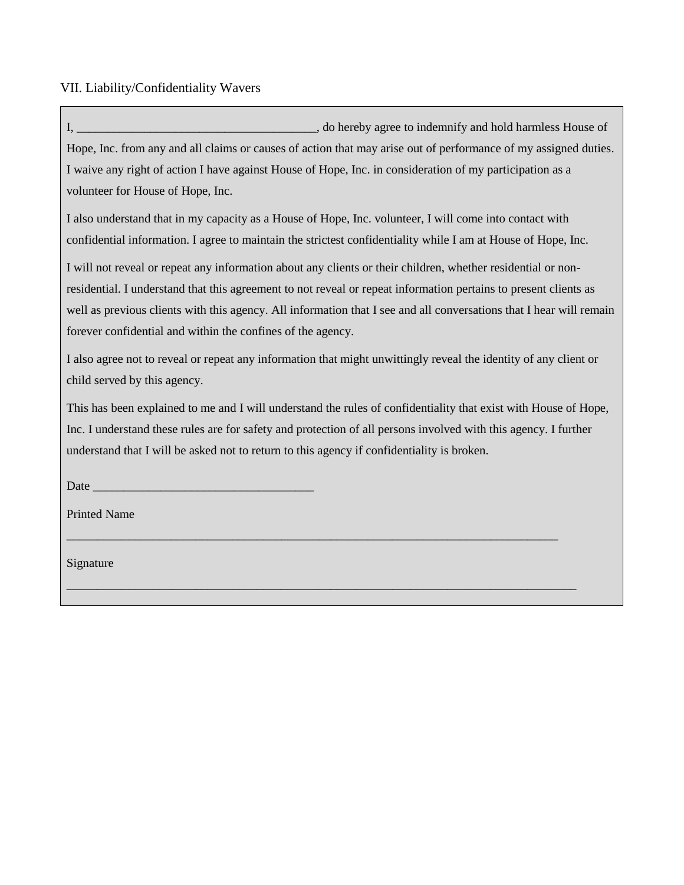## VII. Liability/Confidentiality Wavers

I, ________________________________________, do hereby agree to indemnify and hold harmless House of Hope, Inc. from any and all claims or causes of action that may arise out of performance of my assigned duties. I waive any right of action I have against House of Hope, Inc. in consideration of my participation as a volunteer for House of Hope, Inc.

I also understand that in my capacity as a House of Hope, Inc. volunteer, I will come into contact with confidential information. I agree to maintain the strictest confidentiality while I am at House of Hope, Inc.

I will not reveal or repeat any information about any clients or their children, whether residential or non-residential. I understand that this agreement to not reveal or repeat information pertains to present clients as well as previous clients with this agency. All information that I see and all conversations that I hear will remain forever confidential and within the confines of the agency.

I also agree not to reveal or repeat any information that might unwittingly reveal the identity of any client or child served by this agency.

This has been explained to me and I will understand the rules of confidentiality that exist with House of Hope, Inc. I understand these rules are for safety and protection of all persons involved with this agency. I further understand that I will be asked not to return to this agency if confidentiality is broken.

Date ____________________________________

Printed Name

_________________________________________________________________________________

Signature

____________________________________________________________________________________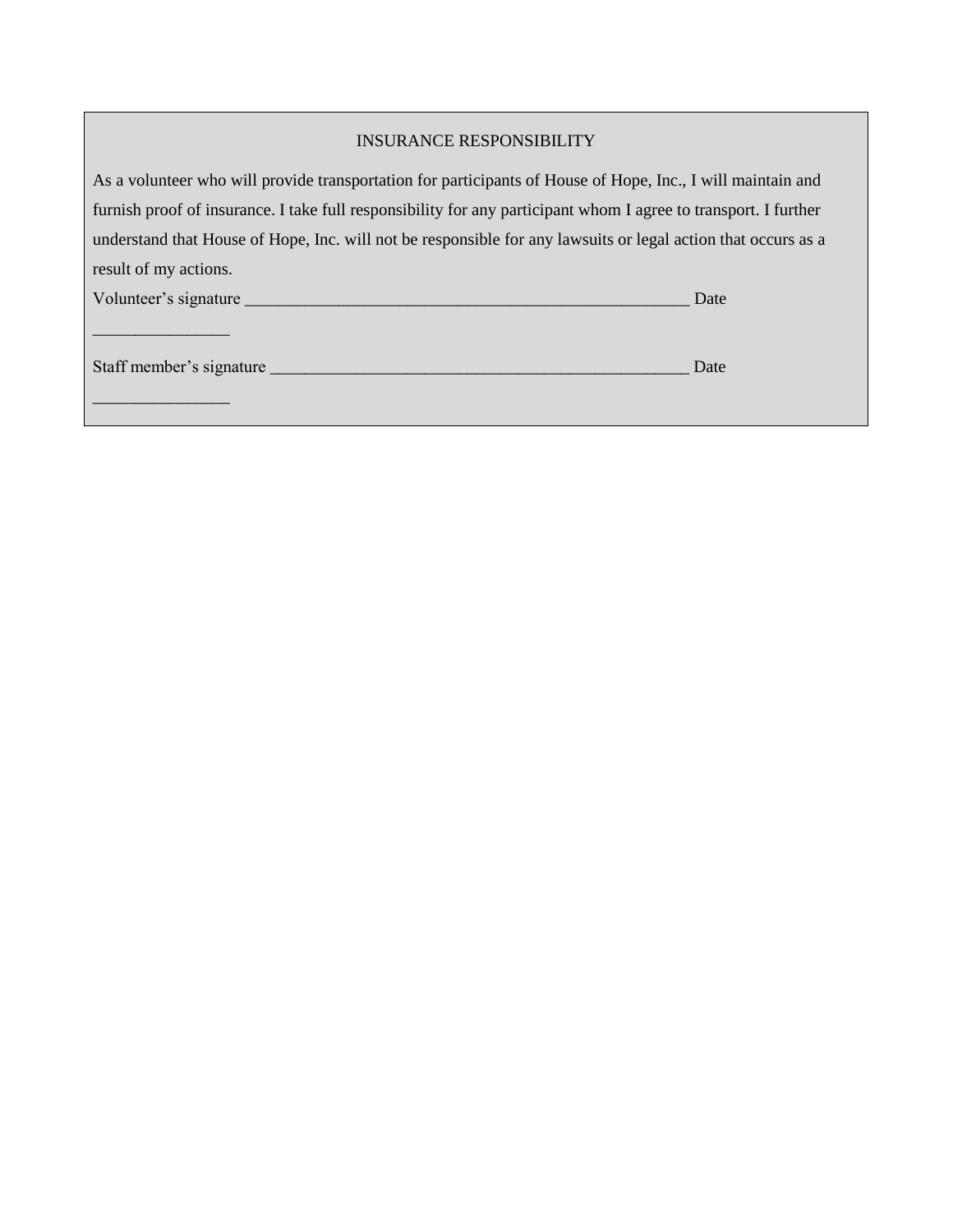## INSURANCE RESPONSIBILITY

As a volunteer who will provide transportation for participants of House of Hope, Inc., I will maintain and furnish proof of insurance. I take full responsibility for any participant whom I agree to transport. I further understand that House of Hope, Inc. will not be responsible for any lawsuits or legal action that occurs as a result of my actions.

Volunteer's signature ______________________________________________________ Date ________________

Staff member's signature ___________________________________________________ Date ________________